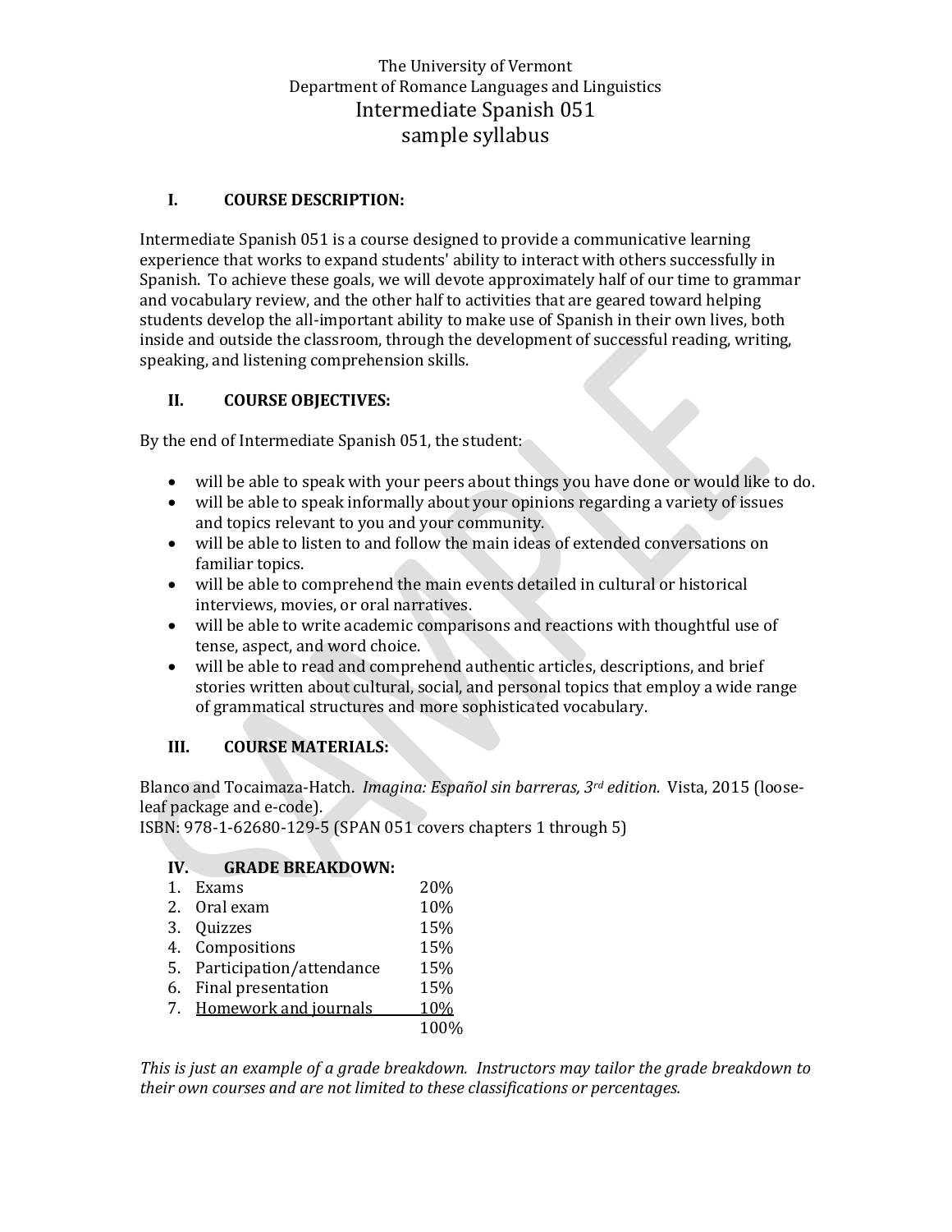# The University of Vermont
## Department of Romance Languages and Linguistics
## Intermediate Spanish 051
## sample syllabus

### I. COURSE DESCRIPTION:

Intermediate Spanish 051 is a course designed to provide a communicative learning experience that works to expand students' ability to interact with others successfully in Spanish. To achieve these goals, we will devote approximately half of our time to grammar and vocabulary review, and the other half to activities that are geared toward helping students develop the all-important ability to make use of Spanish in their own lives, both inside and outside the classroom, through the development of successful reading, writing, speaking, and listening comprehension skills.

### II. COURSE OBJECTIVES:

By the end of Intermediate Spanish 051, the student:

- will be able to speak with your peers about things you have done or would like to do.
- will be able to speak informally about your opinions regarding a variety of issues and topics relevant to you and your community.
- will be able to listen to and follow the main ideas of extended conversations on familiar topics.
- will be able to comprehend the main events detailed in cultural or historical interviews, movies, or oral narratives.
- will be able to write academic comparisons and reactions with thoughtful use of tense, aspect, and word choice.
- will be able to read and comprehend authentic articles, descriptions, and brief stories written about cultural, social, and personal topics that employ a wide range of grammatical structures and more sophisticated vocabulary.

### III. COURSE MATERIALS:

Blanco and Tocaimaza-Hatch. *Imagina: Español sin barreras, 3rd edition.* Vista, 2015 (loose-leaf package and e-code).
ISBN: 978-1-62680-129-5 (SPAN 051 covers chapters 1 through 5)

### IV. GRADE BREAKDOWN:

| | Item | Percentage |
|---|---|---|
| 1. | Exams | 20% |
| 2. | Oral exam | 10% |
| 3. | Quizzes | 15% |
| 4. | Compositions | 15% |
| 5. | Participation/attendance | 15% |
| 6. | Final presentation | 15% |
| 7. | Homework and journals | 10% |
| | | 100% |

*This is just an example of a grade breakdown. Instructors may tailor the grade breakdown to their own courses and are not limited to these classifications or percentages.*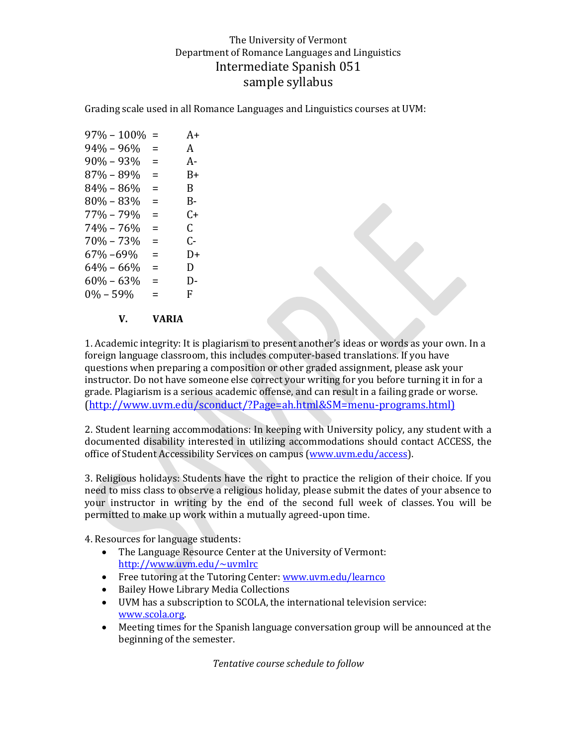The University of Vermont
Department of Romance Languages and Linguistics

# Intermediate Spanish 051
## sample syllabus

Grading scale used in all Romance Languages and Linguistics courses at UVM:

| | | |
|---|---|---|
| 97% – 100% | = | A+ |
| 94% – 96% | = | A |
| 90% – 93% | = | A- |
| 87% – 89% | = | B+ |
| 84% – 86% | = | B |
| 80% – 83% | = | B- |
| 77% – 79% | = | C+ |
| 74% – 76% | = | C |
| 70% – 73% | = | C- |
| 67% –69% | = | D+ |
| 64% – 66% | = | D |
| 60% – 63% | = | D- |
| 0% – 59% | = | F |

### V. VARIA

1. Academic integrity: It is plagiarism to present another's ideas or words as your own. In a foreign language classroom, this includes computer-based translations. If you have questions when preparing a composition or other graded assignment, please ask your instructor. Do not have someone else correct your writing for you before turning it in for a grade. Plagiarism is a serious academic offense, and can result in a failing grade or worse. (http://www.uvm.edu/sconduct/?Page=ah.html&SM=menu-programs.html)

2. Student learning accommodations: In keeping with University policy, any student with a documented disability interested in utilizing accommodations should contact ACCESS, the office of Student Accessibility Services on campus (www.uvm.edu/access).

3. Religious holidays: Students have the right to practice the religion of their choice. If you need to miss class to observe a religious holiday, please submit the dates of your absence to your instructor in writing by the end of the second full week of classes. You will be permitted to make up work within a mutually agreed-upon time.

4. Resources for language students:

- The Language Resource Center at the University of Vermont: http://www.uvm.edu/~uvmlrc
- Free tutoring at the Tutoring Center: www.uvm.edu/learnco
- Bailey Howe Library Media Collections
- UVM has a subscription to SCOLA, the international television service: www.scola.org.
- Meeting times for the Spanish language conversation group will be announced at the beginning of the semester.

*Tentative course schedule to follow*